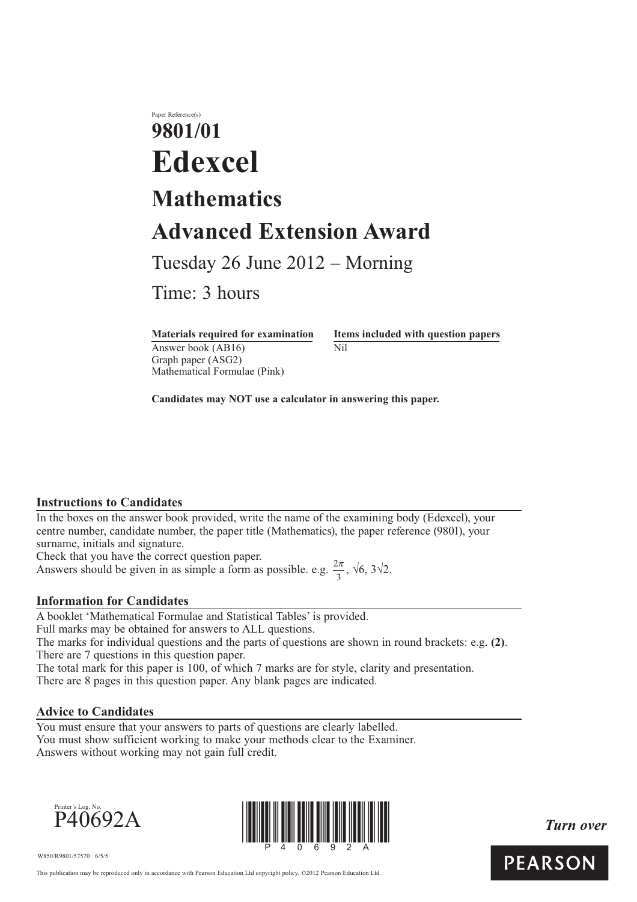Paper Reference(s)

# 9801/01

# Edexcel

## Mathematics

## Advanced Extension Award

Tuesday 26 June 2012 – Morning

Time: 3 hours

| **Materials required for examination** | **Items included with question papers** |
| --- | --- |
| Answer book (AB16) | Nil |
| Graph paper (ASG2) | |
| Mathematical Formulae (Pink) | |

**Candidates may NOT use a calculator in answering this paper.**

### Instructions to Candidates

In the boxes on the answer book provided, write the name of the examining body (Edexcel), your centre number, candidate number, the paper title (Mathematics), the paper reference (9801), your surname, initials and signature.
Check that you have the correct question paper.
Answers should be given in as simple a form as possible. e.g. $\frac{2\pi}{3}$, $\sqrt{6}$, $3\sqrt{2}$.

### Information for Candidates

A booklet 'Mathematical Formulae and Statistical Tables' is provided.
Full marks may be obtained for answers to ALL questions.
The marks for individual questions and the parts of questions are shown in round brackets: e.g. **(2)**.
There are 7 questions in this question paper.
The total mark for this paper is 100, of which 7 marks are for style, clarity and presentation.
There are 8 pages in this question paper. Any blank pages are indicated.

### Advice to Candidates

You must ensure that your answers to parts of questions are clearly labelled.
You must show sufficient working to make your methods clear to the Examiner.
Answers without working may not gain full credit.

Printer's Log. No.
P40692A

*Turn over*

W850/R9801/57570 6/5/5

This publication may be reproduced only in accordance with Pearson Education Ltd copyright policy. ©2012 Pearson Education Ltd.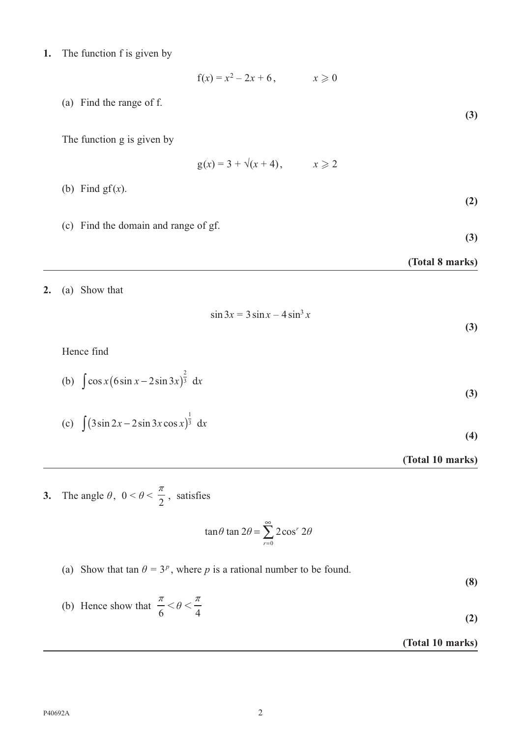**1.** The function f is given by

$$f(x) = x^2 - 2x + 6, \qquad x \geqslant 0$$

(a) Find the range of f.

**(3)**

The function g is given by

$$g(x) = 3 + \sqrt{(x + 4)}, \qquad x \geqslant 2$$

(b) Find $gf(x)$.

**(2)**

(c) Find the domain and range of gf.

**(3)**

**(Total 8 marks)**

---

**2.** (a) Show that

$$\sin 3x = 3\sin x - 4\sin^3 x$$

**(3)**

Hence find

(b) $\int \cos x\left(6\sin x - 2\sin 3x\right)^{\frac{2}{3}}\ \mathrm{d}x$

**(3)**

(c) $\int \left(3\sin 2x - 2\sin 3x \cos x\right)^{\frac{1}{3}}\ \mathrm{d}x$

**(4)**

**(Total 10 marks)**

---

**3.** The angle $\theta$, $0 < \theta < \frac{\pi}{2}$, satisfies

$$\tan\theta \tan 2\theta = \sum_{r=0}^{\infty} 2\cos^r 2\theta$$

(a) Show that $\tan\theta = 3^p$, where $p$ is a rational number to be found.

**(8)**

(b) Hence show that $\frac{\pi}{6} < \theta < \frac{\pi}{4}$

**(2)**

**(Total 10 marks)**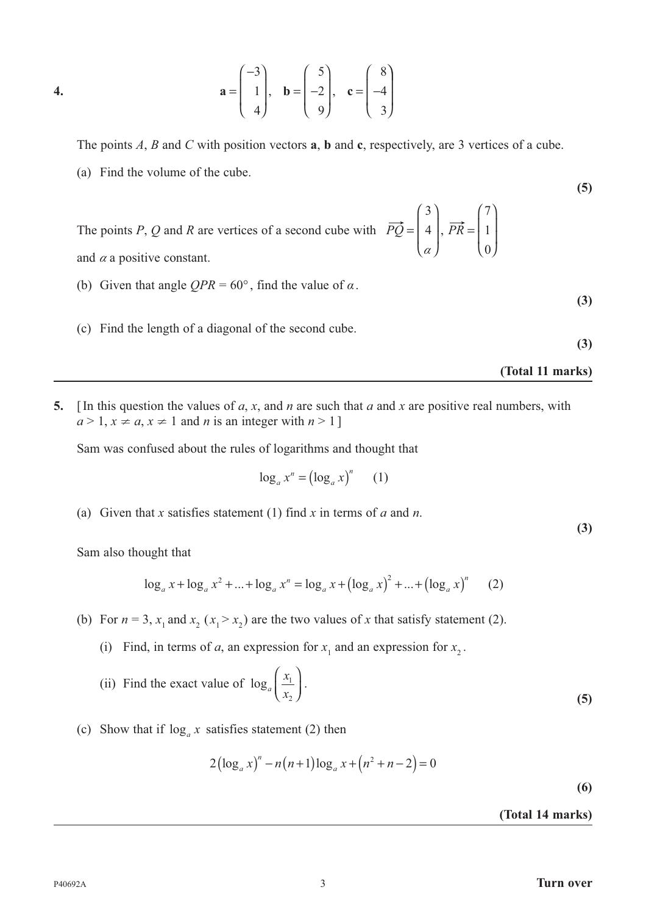**4.**

$$\mathbf{a} = \begin{pmatrix} -3 \\ 1 \\ 4 \end{pmatrix}, \quad \mathbf{b} = \begin{pmatrix} 5 \\ -2 \\ 9 \end{pmatrix}, \quad \mathbf{c} = \begin{pmatrix} 8 \\ -4 \\ 3 \end{pmatrix}$$

The points $A$, $B$ and $C$ with position vectors **a**, **b** and **c**, respectively, are 3 vertices of a cube.

(a) Find the volume of the cube.

**(5)**

The points $P$, $Q$ and $R$ are vertices of a second cube with $\overrightarrow{PQ} = \begin{pmatrix} 3 \\ 4 \\ \alpha \end{pmatrix}$, $\overrightarrow{PR} = \begin{pmatrix} 7 \\ 1 \\ 0 \end{pmatrix}$ and $\alpha$ a positive constant.

(b) Given that angle $QPR = 60°$, find the value of $\alpha$.

**(3)**

(c) Find the length of a diagonal of the second cube.

**(3)**

**(Total 11 marks)**

---

**5.** [In this question the values of $a$, $x$, and $n$ are such that $a$ and $x$ are positive real numbers, with $a > 1$, $x \neq a$, $x \neq 1$ and $n$ is an integer with $n > 1$]

Sam was confused about the rules of logarithms and thought that

$$\log_a x^n = (\log_a x)^n \qquad (1)$$

(a) Given that $x$ satisfies statement (1) find $x$ in terms of $a$ and $n$.

**(3)**

Sam also thought that

$$\log_a x + \log_a x^2 + ... + \log_a x^n = \log_a x + (\log_a x)^2 + ... + (\log_a x)^n \qquad (2)$$

(b) For $n = 3$, $x_1$ and $x_2$ $(x_1 > x_2)$ are the two values of $x$ that satisfy statement (2).

(i) Find, in terms of $a$, an expression for $x_1$ and an expression for $x_2$.

(ii) Find the exact value of $\log_a\left(\frac{x_1}{x_2}\right)$.

**(5)**

(c) Show that if $\log_a x$ satisfies statement (2) then

$$2(\log_a x)^n - n(n+1)\log_a x + (n^2 + n - 2) = 0$$

**(6)**

**(Total 14 marks)**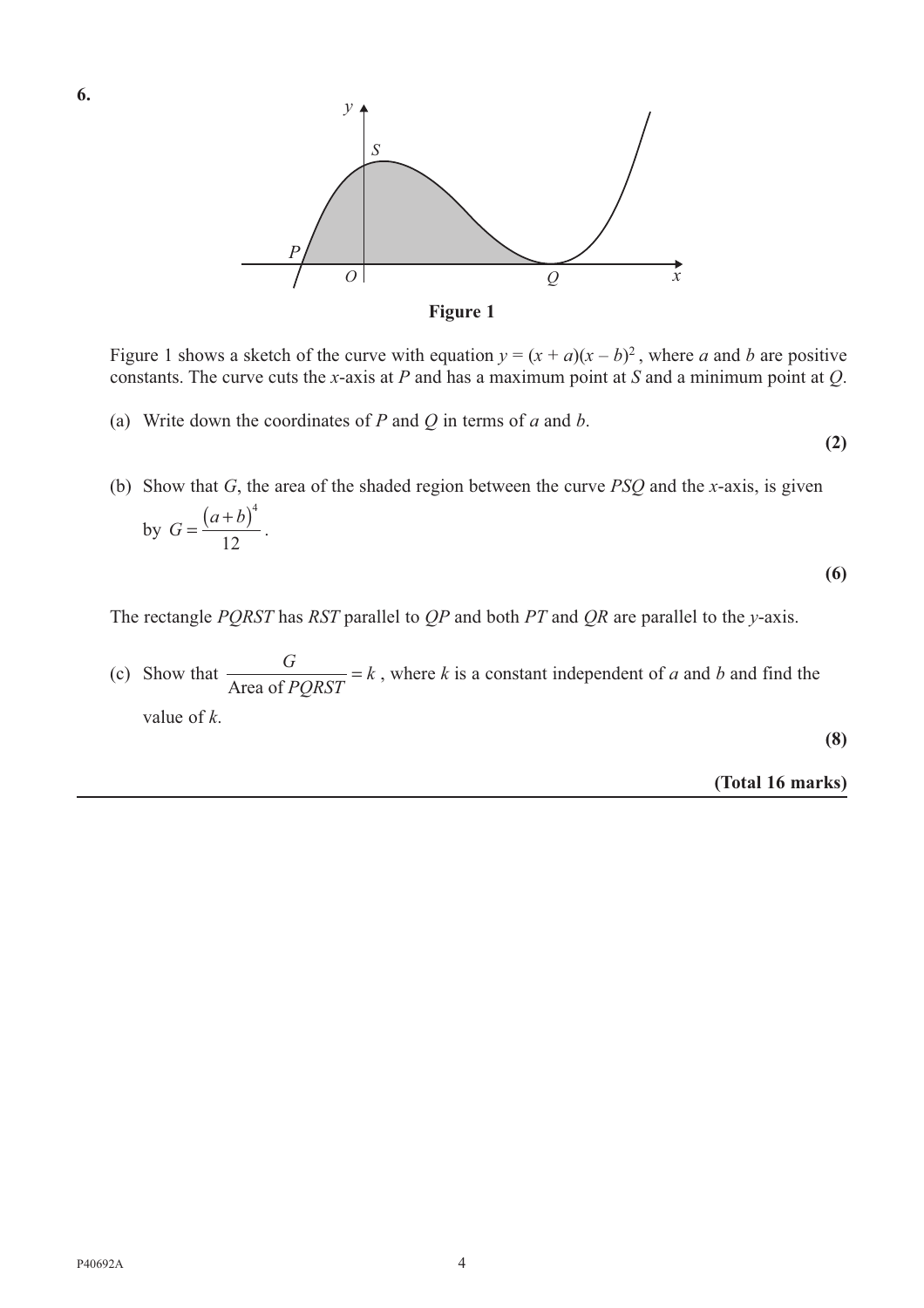**6.**

**Figure 1**

Figure 1 shows a sketch of the curve with equation $y = (x + a)(x - b)^2$, where $a$ and $b$ are positive constants. The curve cuts the $x$-axis at $P$ and has a maximum point at $S$ and a minimum point at $Q$.

(a) Write down the coordinates of $P$ and $Q$ in terms of $a$ and $b$.

**(2)**

(b) Show that $G$, the area of the shaded region between the curve $PSQ$ and the $x$-axis, is given by $G = \dfrac{(a+b)^4}{12}$.

**(6)**

The rectangle $PQRST$ has $RST$ parallel to $QP$ and both $PT$ and $QR$ are parallel to the $y$-axis.

(c) Show that $\dfrac{G}{\text{Area of } PQRST} = k$, where $k$ is a constant independent of $a$ and $b$ and find the value of $k$.

**(8)**

**(Total 16 marks)**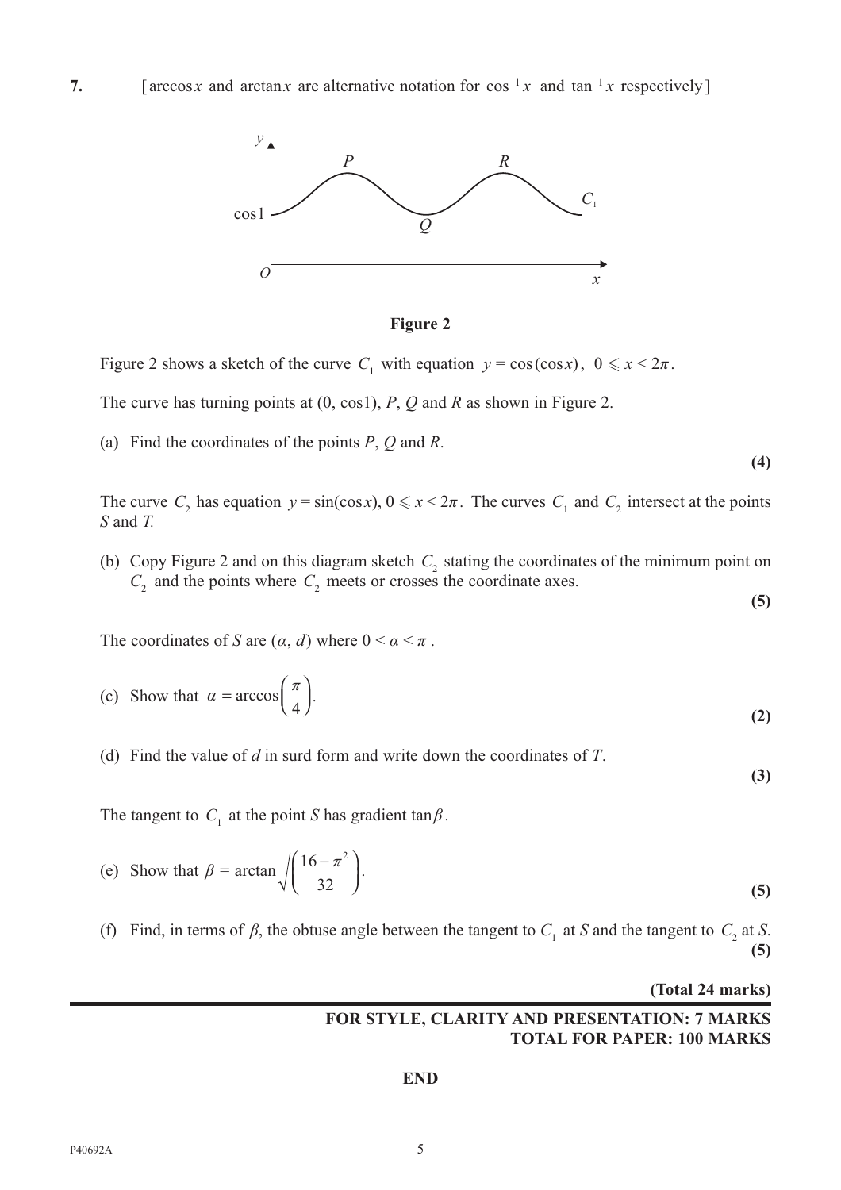**7.** [$\arccos x$ and $\arctan x$ are alternative notation for $\cos^{-1} x$ and $\tan^{-1} x$ respectively]

**Figure 2**

Figure 2 shows a sketch of the curve $C_1$ with equation $y = \cos(\cos x)$, $0 \leqslant x < 2\pi$.

The curve has turning points at $(0, \cos 1)$, $P$, $Q$ and $R$ as shown in Figure 2.

(a) Find the coordinates of the points $P$, $Q$ and $R$. **(4)**

The curve $C_2$ has equation $y = \sin(\cos x)$, $0 \leqslant x < 2\pi$. The curves $C_1$ and $C_2$ intersect at the points $S$ and $T$.

(b) Copy Figure 2 and on this diagram sketch $C_2$ stating the coordinates of the minimum point on $C_2$ and the points where $C_2$ meets or crosses the coordinate axes. **(5)**

The coordinates of $S$ are $(\alpha, d)$ where $0 < \alpha < \pi$.

(c) Show that $\alpha = \arccos\left(\dfrac{\pi}{4}\right)$. **(2)**

(d) Find the value of $d$ in surd form and write down the coordinates of $T$. **(3)**

The tangent to $C_1$ at the point $S$ has gradient $\tan\beta$.

(e) Show that $\beta = \arctan\sqrt{\left(\dfrac{16 - \pi^2}{32}\right)}$. **(5)**

(f) Find, in terms of $\beta$, the obtuse angle between the tangent to $C_1$ at $S$ and the tangent to $C_2$ at $S$. **(5)**

**(Total 24 marks)**

**FOR STYLE, CLARITY AND PRESENTATION: 7 MARKS**
**TOTAL FOR PAPER: 100 MARKS**

**END**